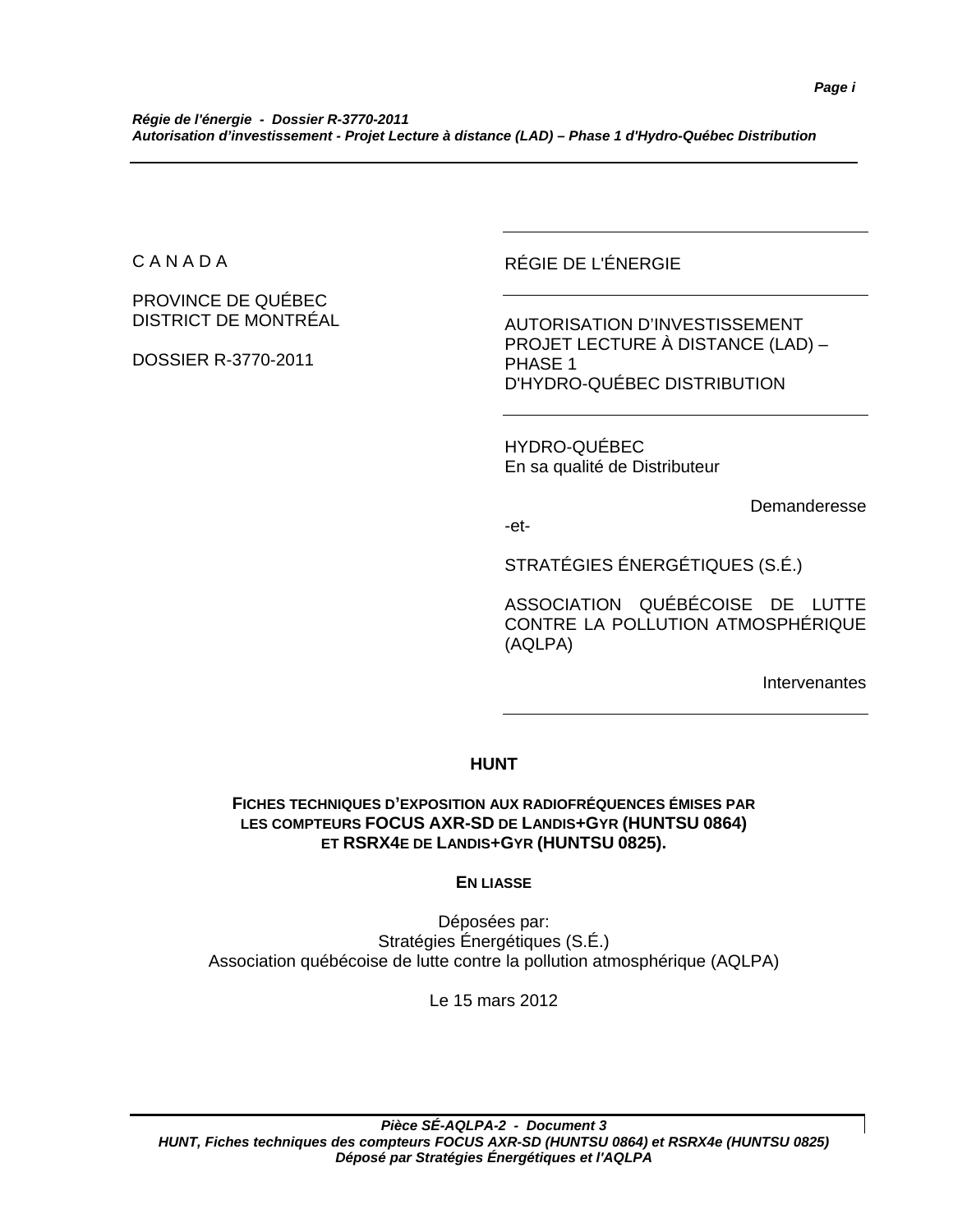| | |
|---|---|
| C A N A D A | RÉGIE DE L'ÉNERGIE |
| PROVINCE DE QUÉBEC<br>DISTRICT DE MONTRÉAL | AUTORISATION D'INVESTISSEMENT<br>PROJET LECTURE À DISTANCE (LAD) –<br>PHASE 1<br>D'HYDRO-QUÉBEC DISTRIBUTION |
| DOSSIER R-3770-2011 | HYDRO-QUÉBEC<br>En sa qualité de Distributeur<br><br>Demanderesse<br>-et-<br><br>STRATÉGIES ÉNERGÉTIQUES (S.É.)<br><br>ASSOCIATION QUÉBÉCOISE DE LUTTE CONTRE LA POLLUTION ATMOSPHÉRIQUE (AQLPA)<br><br>Intervenantes |

**HUNT**

**FICHES TECHNIQUES D'EXPOSITION AUX RADIOFRÉQUENCES ÉMISES PAR LES COMPTEURS FOCUS AXR-SD DE LANDIS+GYR (HUNTSU 0864) ET RSRX4E DE LANDIS+GYR (HUNTSU 0825).**

**EN LIASSE**

Déposées par:
Stratégies Énergétiques (S.É.)
Association québécoise de lutte contre la pollution atmosphérique (AQLPA)

Le 15 mars 2012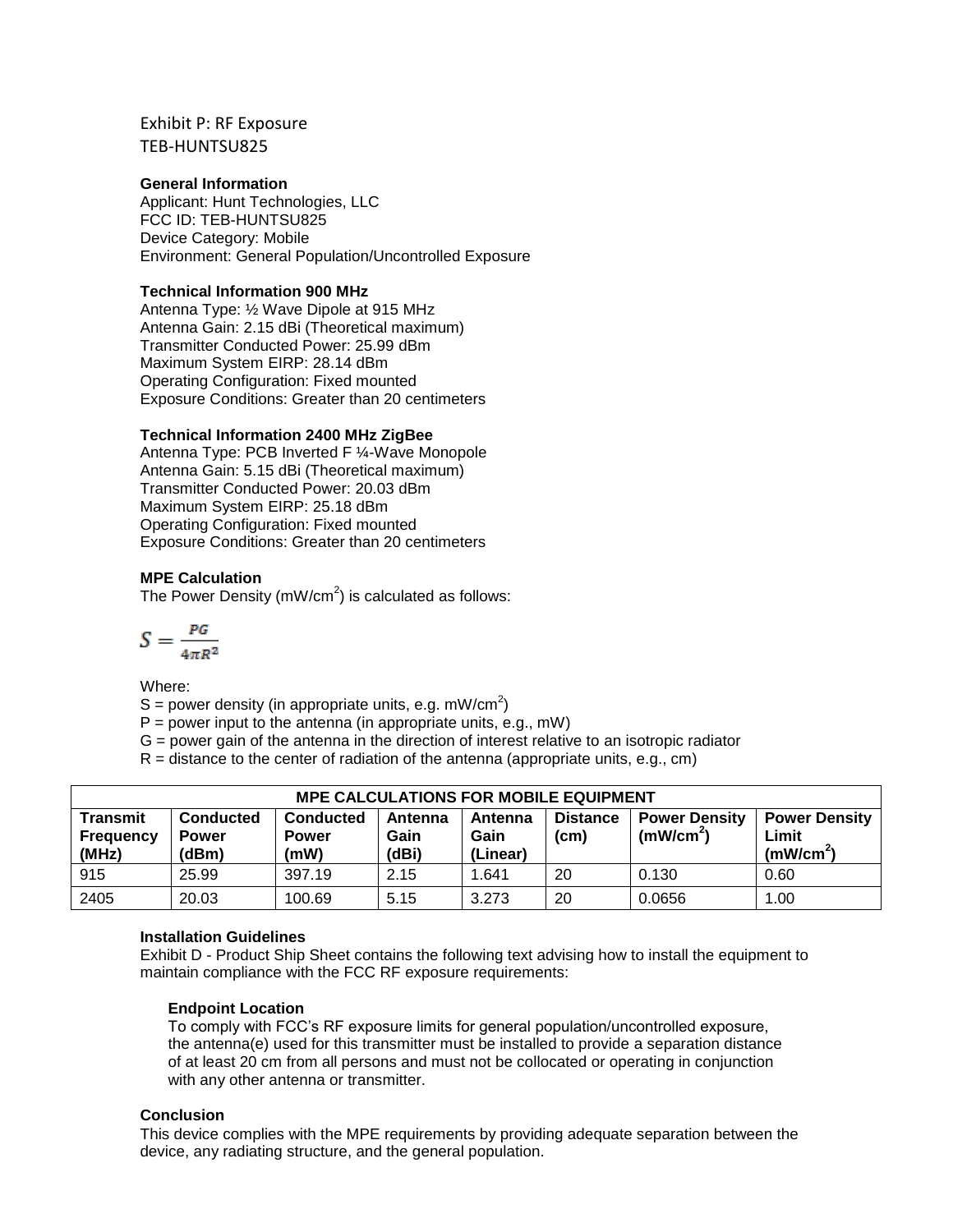Exhibit P: RF Exposure
TEB-HUNTSU825

**General Information**
Applicant: Hunt Technologies, LLC
FCC ID: TEB-HUNTSU825
Device Category: Mobile
Environment: General Population/Uncontrolled Exposure

**Technical Information 900 MHz**
Antenna Type: ½ Wave Dipole at 915 MHz
Antenna Gain: 2.15 dBi (Theoretical maximum)
Transmitter Conducted Power: 25.99 dBm
Maximum System EIRP: 28.14 dBm
Operating Configuration: Fixed mounted
Exposure Conditions: Greater than 20 centimeters

**Technical Information 2400 MHz ZigBee**
Antenna Type: PCB Inverted F ¼-Wave Monopole
Antenna Gain: 5.15 dBi (Theoretical maximum)
Transmitter Conducted Power: 20.03 dBm
Maximum System EIRP: 25.18 dBm
Operating Configuration: Fixed mounted
Exposure Conditions: Greater than 20 centimeters

**MPE Calculation**
The Power Density (mW/cm$^2$) is calculated as follows:

$$S = \frac{PG}{4\pi R^2}$$

Where:
S = power density (in appropriate units, e.g. mW/cm$^2$)
P = power input to the antenna (in appropriate units, e.g., mW)
G = power gain of the antenna in the direction of interest relative to an isotropic radiator
R = distance to the center of radiation of the antenna (appropriate units, e.g., cm)

| MPE CALCULATIONS FOR MOBILE EQUIPMENT | | | | | | | |
|---|---|---|---|---|---|---|---|
| **Transmit Frequency (MHz)** | **Conducted Power (dBm)** | **Conducted Power (mW)** | **Antenna Gain (dBi)** | **Antenna Gain (Linear)** | **Distance (cm)** | **Power Density (mW/cm$^2$)** | **Power Density Limit (mW/cm$^2$)** |
| 915 | 25.99 | 397.19 | 2.15 | 1.641 | 20 | 0.130 | 0.60 |
| 2405 | 20.03 | 100.69 | 5.15 | 3.273 | 20 | 0.0656 | 1.00 |

**Installation Guidelines**
Exhibit D - Product Ship Sheet contains the following text advising how to install the equipment to maintain compliance with the FCC RF exposure requirements:

> **Endpoint Location**
> To comply with FCC's RF exposure limits for general population/uncontrolled exposure, the antenna(e) used for this transmitter must be installed to provide a separation distance of at least 20 cm from all persons and must not be collocated or operating in conjunction with any other antenna or transmitter.

**Conclusion**
This device complies with the MPE requirements by providing adequate separation between the device, any radiating structure, and the general population.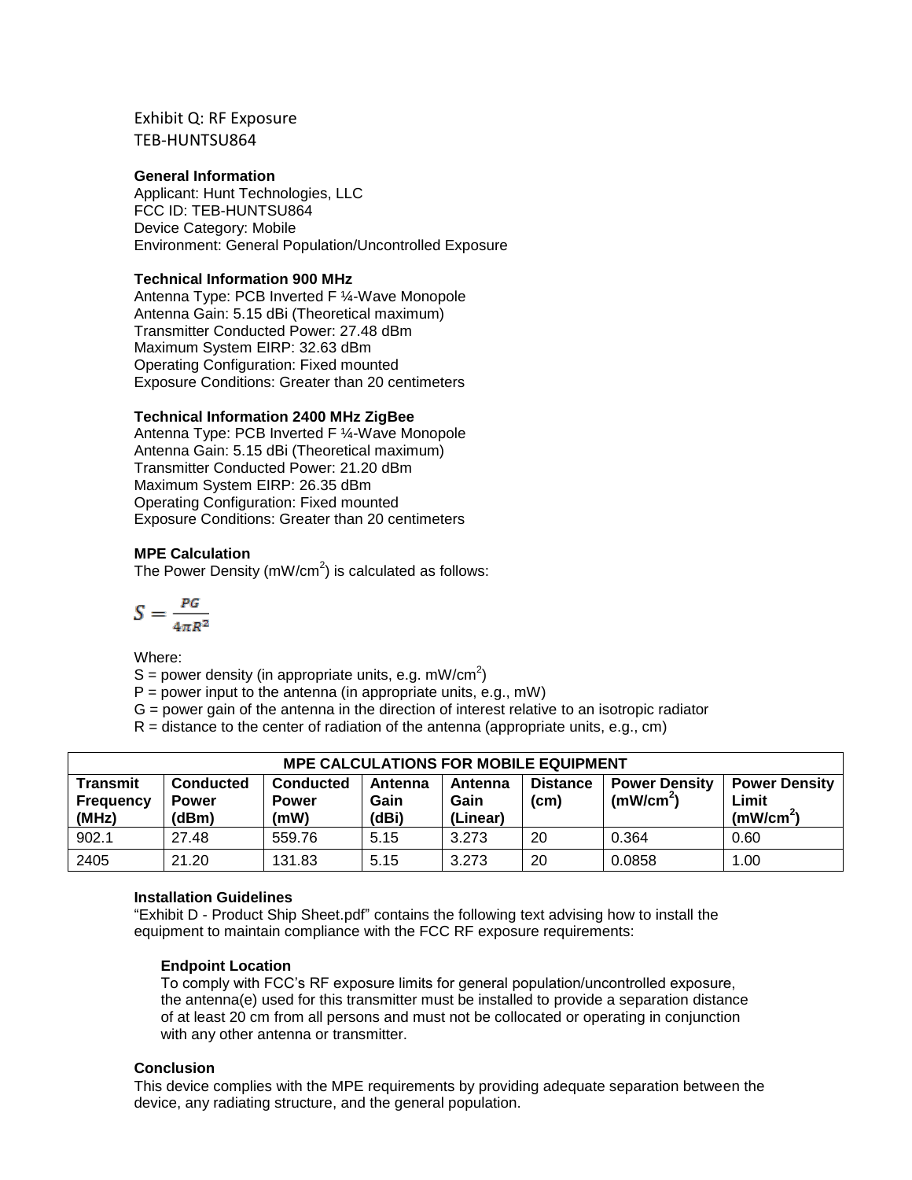Exhibit Q: RF Exposure
TEB-HUNTSU864

**General Information**
Applicant: Hunt Technologies, LLC
FCC ID: TEB-HUNTSU864
Device Category: Mobile
Environment: General Population/Uncontrolled Exposure

**Technical Information 900 MHz**
Antenna Type: PCB Inverted F ¼-Wave Monopole
Antenna Gain: 5.15 dBi (Theoretical maximum)
Transmitter Conducted Power: 27.48 dBm
Maximum System EIRP: 32.63 dBm
Operating Configuration: Fixed mounted
Exposure Conditions: Greater than 20 centimeters

**Technical Information 2400 MHz ZigBee**
Antenna Type: PCB Inverted F ¼-Wave Monopole
Antenna Gain: 5.15 dBi (Theoretical maximum)
Transmitter Conducted Power: 21.20 dBm
Maximum System EIRP: 26.35 dBm
Operating Configuration: Fixed mounted
Exposure Conditions: Greater than 20 centimeters

**MPE Calculation**
The Power Density (mW/cm$^2$) is calculated as follows:

$$S = \frac{PG}{4\pi R^2}$$

Where:
S = power density (in appropriate units, e.g. mW/cm$^2$)
P = power input to the antenna (in appropriate units, e.g., mW)
G = power gain of the antenna in the direction of interest relative to an isotropic radiator
R = distance to the center of radiation of the antenna (appropriate units, e.g., cm)

| MPE CALCULATIONS FOR MOBILE EQUIPMENT | | | | | | | |
|---|---|---|---|---|---|---|---|
| **Transmit Frequency (MHz)** | **Conducted Power (dBm)** | **Conducted Power (mW)** | **Antenna Gain (dBi)** | **Antenna Gain (Linear)** | **Distance (cm)** | **Power Density (mW/cm$^2$)** | **Power Density Limit (mW/cm$^2$)** |
| 902.1 | 27.48 | 559.76 | 5.15 | 3.273 | 20 | 0.364 | 0.60 |
| 2405 | 21.20 | 131.83 | 5.15 | 3.273 | 20 | 0.0858 | 1.00 |

**Installation Guidelines**
"Exhibit D - Product Ship Sheet.pdf" contains the following text advising how to install the equipment to maintain compliance with the FCC RF exposure requirements:

> **Endpoint Location**
> To comply with FCC's RF exposure limits for general population/uncontrolled exposure, the antenna(e) used for this transmitter must be installed to provide a separation distance of at least 20 cm from all persons and must not be collocated or operating in conjunction with any other antenna or transmitter.

**Conclusion**
This device complies with the MPE requirements by providing adequate separation between the device, any radiating structure, and the general population.